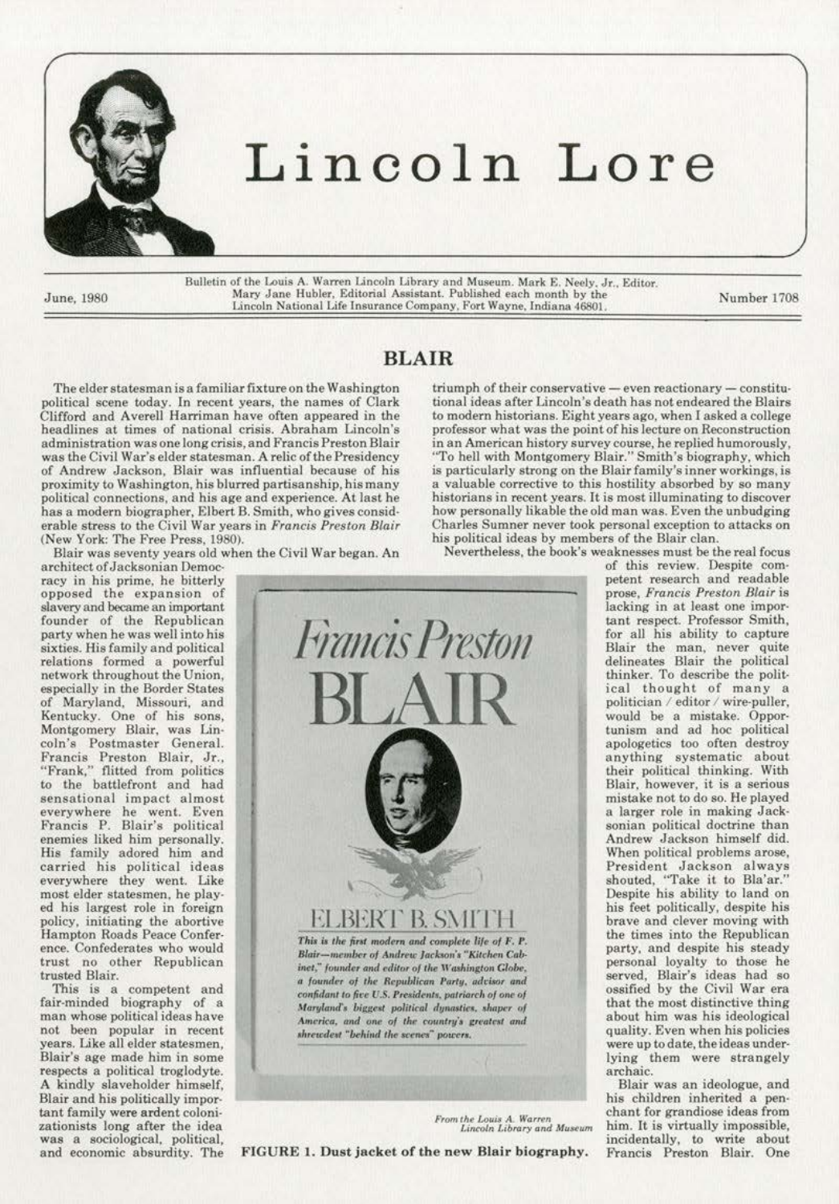# Lincoln Lore

June, 1980

Bulletin of the Louis A. Warren Lincoln Library and Museum. Mark E. Neely, Jr., Editor. Mary Jane Hubler, Editorial Assistant. Published each month by the Lincoln National Life Insurance Company, Fort Wayne, Indiana 46801.

Number 1708

## BLAIR

The elder statesman is a familiar fixture on the Washington political scene today. In recent years, the names of Clark Clifford and Averell Harriman have often appeared in the headlines at times of national crisis. Abraham Lincoln's administration was one long crisis, and Francis Preston Blair was the Civil War's elder statesman. A relic of the Presidency of Andrew Jackson, Blair was influential because of his proximity to Washington, his blurred partisanship, his many political connections, and his age and experience. At last he has a modern biographer, Elbert B. Smith, who gives considerable stress to the Civil War years in *Francis Preston Blair* (New York: The Free Press, 1980).

Blair was seventy years old when the Civil War began. An architect of Jacksonian Democracy in his prime, he bitterly opposed the expansion of slavery and became an important founder of the Republican party when he was well into his sixties. His family and political relations formed a powerful network throughout the Union, especially in the Border States of Maryland, Missouri, and Kentucky. One of his sons, Montgomery Blair, was Lincoln's Postmaster General. Francis Preston Blair, Jr., "Frank," flitted from politics to the battlefront and had sensational impact almost everywhere he went. Even Francis P. Blair's political enemies liked him personally. His family adored him and carried his political ideas everywhere they went. Like most elder statesmen, he played his largest role in foreign policy, initiating the abortive Hampton Roads Peace Conference. Confederates who would trust no other Republican trusted Blair.

This is a competent and fair-minded biography of a man whose political ideas have not been popular in recent years. Like all elder statesmen, Blair's age made him in some respects a political troglodyte. A kindly slaveholder himself, Blair and his politically important family were ardent colonizationists long after the idea was a sociological, political, and economic absurdity. The triumph of their conservative — even reactionary — constitutional ideas after Lincoln's death has not endeared the Blairs to modern historians. Eight years ago, when I asked a college professor what was the point of his lecture on Reconstruction in an American history survey course, he replied humorously, "To hell with Montgomery Blair." Smith's biography, which is particularly strong on the Blair family's inner workings, is a valuable corrective to this hostility absorbed by so many historians in recent years. It is most illuminating to discover how personally likable the old man was. Even the unbudging Charles Sumner never took personal exception to attacks on his political ideas by members of the Blair clan.

*Francis Preston*

**BLAIR**

ELBERT B. SMITH

*This is the first modern and complete life of F. P. Blair—member of Andrew Jackson's "Kitchen Cabinet," founder and editor of the Washington Globe, a founder of the Republican Party, advisor and confidant to five U.S. Presidents, patriarch of one of Maryland's biggest political dynasties, shaper of America, and one of the country's greatest and shrewdest "behind the scenes" powers.*

*From the Louis A. Warren Lincoln Library and Museum*

**FIGURE 1. Dust jacket of the new Blair biography.**

Nevertheless, the book's weaknesses must be the real focus of this review. Despite competent research and readable prose, *Francis Preston Blair* is lacking in at least one important respect. Professor Smith, for all his ability to capture Blair the man, never quite delineates Blair the political thinker. To describe the political thought of many a politician / editor / wire-puller, would be a mistake. Opportunism and ad hoc political apologetics too often destroy anything systematic about their political thinking. With Blair, however, it is a serious mistake not to do so. He played a larger role in making Jacksonian political doctrine than Andrew Jackson himself did. When political problems arose, President Jackson always shouted, "Take it to Bla'ar." Despite his ability to land on his feet politically, despite his brave and clever moving with the times into the Republican party, and despite his steady personal loyalty to those he served, Blair's ideas had so ossified by the Civil War era that the most distinctive thing about him was his ideological quality. Even when his policies were up to date, the ideas underlying them were strangely archaic.

Blair was an ideologue, and his children inherited a penchant for grandiose ideas from him. It is virtually impossible, incidentally, to write about Francis Preston Blair. One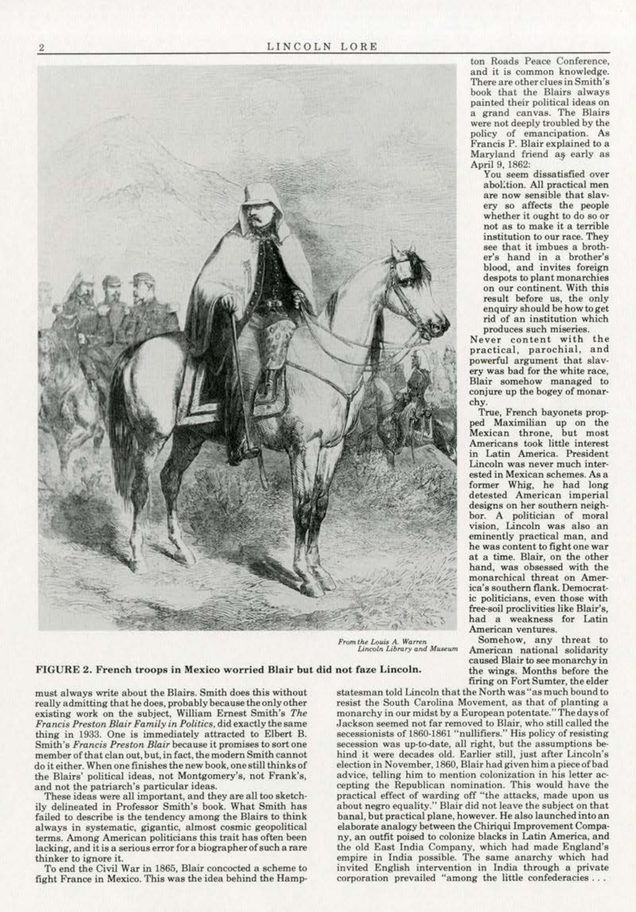From the Louis A. Warren Lincoln Library and Museum

**FIGURE 2. French troops in Mexico worried Blair but did not faze Lincoln.**

must always write about the Blairs. Smith does this without really admitting that he does, probably because the only other existing work on the subject, William Ernest Smith's *The Francis Preston Blair Family in Politics*, did exactly the same thing in 1933. One is immediately attracted to Elbert B. Smith's *Francis Preston Blair* because it promises to sort one member of that clan out, but, in fact, the modern Smith cannot do it either. When one finishes the new book, one still thinks of the Blairs' political ideas, not Montgomery's, not Frank's, and not the patriarch's particular ideas.

These ideas were all important, and they are all too sketchily delineated in Professor Smith's book. What Smith has failed to describe is the tendency among the Blairs to think always in systematic, gigantic, almost cosmic geopolitical terms. Among American politicians this trait has often been lacking, and it is a serious error for a biographer of such a rare thinker to ignore it.

To end the Civil War in 1865, Blair concocted a scheme to fight France in Mexico. This was the idea behind the Hampton Roads Peace Conference, and it is common knowledge. There are other clues in Smith's book that the Blairs always painted their political ideas on a grand canvas. The Blairs were not deeply troubled by the policy of emancipation. As Francis P. Blair explained to a Maryland friend as early as April 9, 1862:

> You seem dissatisfied over abolition. All practical men are now sensible that slavery so affects the people whether it ought to do so or not as to make it a terrible institution to our race. They see that it imbues a brother's hand in a brother's blood, and invites foreign despots to plant monarchies on our continent. With this result before us, the only enquiry should be how to get rid of an institution which produces such miseries.

Never content with the practical, parochial, and powerful argument that slavery was bad for the white race, Blair somehow managed to conjure up the bogey of monarchy.

True, French bayonets propped Maximilian up on the Mexican throne, but most Americans took little interest in Latin America. President Lincoln was never much interested in Mexican schemes. As a former Whig, he had long detested American imperial designs on her southern neighbor. A politician of moral vision, Lincoln was also an eminently practical man, and he was content to fight one war at a time. Blair, on the other hand, was obsessed with the monarchical threat on America's southern flank. Democratic politicians, even those with free-soil proclivities like Blair's, had a weakness for Latin American ventures.

Somehow, any threat to American national solidarity caused Blair to see monarchy in the wings. Months before the firing on Fort Sumter, the elder statesman told Lincoln that the North was "as much bound to resist the South Carolina Movement, as that of planting a monarchy in our midst by a European potentate." The days of Jackson seemed not far removed to Blair, who still called the secessionists of 1860-1861 "nullifiers." His policy of resisting secession was up-to-date, all right, but the assumptions behind it were decades old. Earlier still, just after Lincoln's election in November, 1860, Blair had given him a piece of bad advice, telling him to mention colonization in his letter accepting the Republican nomination. This would have the practical effect of warding off "the attacks, made upon us about negro equality." Blair did not leave the subject on that banal, but practical plane, however. He also launched into an elaborate analogy between the Chiriqui Improvement Company, an outfit poised to colonize blacks in Latin America, and the old East India Company, which had made England's empire in India possible. The same anarchy which had invited English intervention in India through a private corporation prevailed "among the little confederacies . . .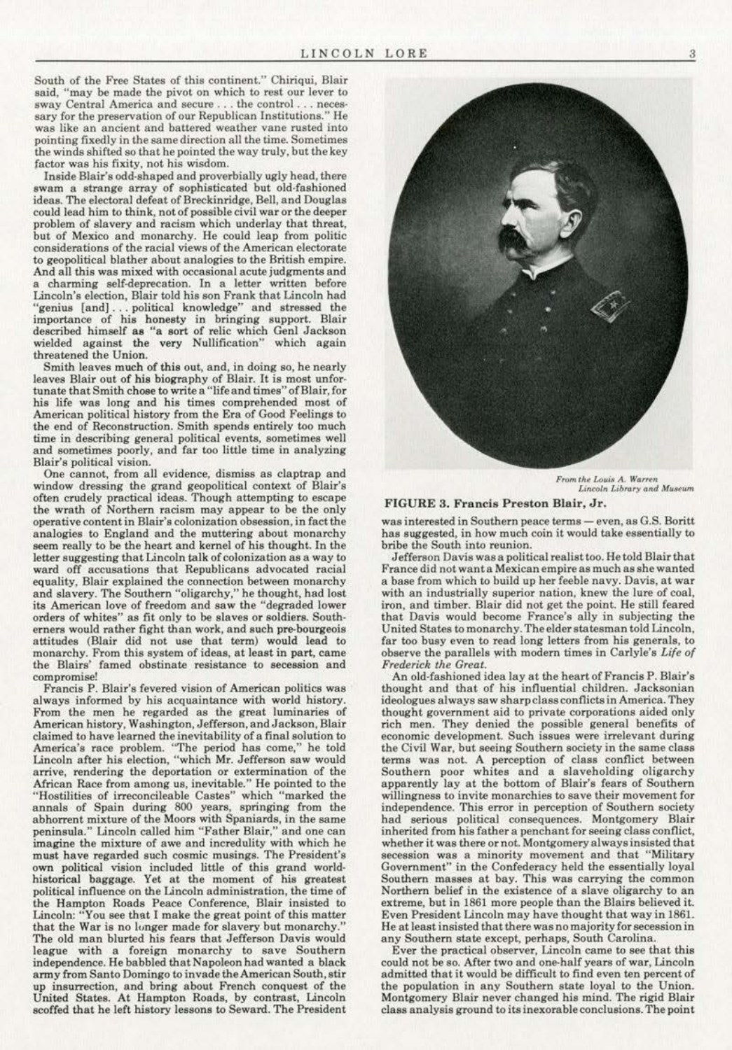South of the Free States of this continent." Chiriqui, Blair said, "may be made the pivot on which to rest our lever to sway Central America and secure . . . the control . . . necessary for the preservation of our Republican Institutions." He was like an ancient and battered weather vane rusted into pointing fixedly in the same direction all the time. Sometimes the winds shifted so that he pointed the way truly, but the key factor was his fixity, not his wisdom.

Inside Blair's odd-shaped and proverbially ugly head, there swam a strange array of sophisticated but old-fashioned ideas. The electoral defeat of Breckinridge, Bell, and Douglas could lead him to think, not of possible civil war or the deeper problem of slavery and racism which underlay that threat, but of Mexico and monarchy. He could leap from politic considerations of the racial views of the American electorate to geopolitical blather about analogies to the British empire. And all this was mixed with occasional acute judgments and a charming self-deprecation. In a letter written before Lincoln's election, Blair told his son Frank that Lincoln had "genius [and] . . . political knowledge" and stressed the importance of his honesty in bringing support. Blair described himself as "a sort of relic which Genl Jackson wielded against the very Nullification" which again threatened the Union.

Smith leaves much of this out, and, in doing so, he nearly leaves Blair out of his biography of Blair. It is most unfortunate that Smith chose to write a "life and times" of Blair, for his life was long and his times comprehended most of American political history from the Era of Good Feelings to the end of Reconstruction. Smith spends entirely too much time in describing general political events, sometimes well and sometimes poorly, and far too little time in analyzing Blair's political vision.

One cannot, from all evidence, dismiss as claptrap and window dressing the grand geopolitical context of Blair's often crudely practical ideas. Though attempting to escape the wrath of Northern racism may appear to be the only operative content in Blair's colonization obsession, in fact the analogies to England and the muttering about monarchy seem really to be the heart and kernel of his thought. In the letter suggesting that Lincoln talk of colonization as a way to ward off accusations that Republicans advocated racial equality, Blair explained the connection between monarchy and slavery. The Southern "oligarchy," he thought, had lost its American love of freedom and saw the "degraded lower orders of whites" as fit only to be slaves or soldiers. Southerners would rather fight than work, and such pre-bourgeois attitudes (Blair did not use that term) would lead to monarchy. From this system of ideas, at least in part, came the Blairs' famed obstinate resistance to secession and compromise!

Francis P. Blair's fevered vision of American politics was always informed by his acquaintance with world history. From the men he regarded as the great luminaries of American history, Washington, Jefferson, and Jackson, Blair claimed to have learned the inevitability of a final solution to America's race problem. "The period has come," he told Lincoln after his election, "which Mr. Jefferson saw would arrive, rendering the deportation or extermination of the African Race from among us, inevitable." He pointed to the "Hostilities of irreconcileable Castes" which "marked the annals of Spain during 800 years, springing from the abhorrent mixture of the Moors with Spaniards, in the same peninsula." Lincoln called him "Father Blair," and one can imagine the mixture of awe and incredulity with which he must have regarded such cosmic musings. The President's own political vision included little of this grand world-historical baggage. Yet at the moment of his greatest political influence on the Lincoln administration, the time of the Hampton Roads Peace Conference, Blair insisted to Lincoln: "You see that I make the great point of this matter that the War is no longer made for slavery but monarchy." The old man blurted his fears that Jefferson Davis would league with a foreign monarchy to save Southern independence. He babbled that Napoleon had wanted a black army from Santo Domingo to invade the American South, stir up insurrection, and bring about French conquest of the United States. At Hampton Roads, by contrast, Lincoln scoffed that he left history lessons to Seward. The President was interested in Southern peace terms — even, as G.S. Boritt has suggested, in how much coin it would take essentially to bribe the South into reunion.

*From the Louis A. Warren Lincoln Library and Museum*

**FIGURE 3. Francis Preston Blair, Jr.**

Jefferson Davis was a political realist too. He told Blair that France did not want a Mexican empire as much as she wanted a base from which to build up her feeble navy. Davis, at war with an industrially superior nation, knew the lure of coal, iron, and timber. Blair did not get the point. He still feared that Davis would become France's ally in subjecting the United States to monarchy. The elder statesman told Lincoln, far too busy even to read long letters from his generals, to observe the parallels with modern times in Carlyle's *Life of Frederick the Great*.

An old-fashioned idea lay at the heart of Francis P. Blair's thought and that of his influential children. Jacksonian ideologues always saw sharp class conflicts in America. They thought government aid to private corporations aided only rich men. They denied the possible general benefits of economic development. Such issues were irrelevant during the Civil War, but seeing Southern society in the same class terms was not. A perception of class conflict between Southern poor whites and a slaveholding oligarchy apparently lay at the bottom of Blair's fears of Southern willingness to invite monarchies to save their movement for independence. This error in perception of Southern society had serious political consequences. Montgomery Blair inherited from his father a penchant for seeing class conflict, whether it was there or not. Montgomery always insisted that secession was a minority movement and that "Military Government" in the Confederacy held the essentially loyal Southern masses at bay. This was carrying the common Northern belief in the existence of a slave oligarchy to an extreme, but in 1861 more people than the Blairs believed it. Even President Lincoln may have thought that way in 1861. He at least insisted that there was no majority for secession in any Southern state except, perhaps, South Carolina.

Ever the practical observer, Lincoln came to see that this could not be so. After two and one-half years of war, Lincoln admitted that it would be difficult to find even ten percent of the population in any Southern state loyal to the Union. Montgomery Blair never changed his mind. The rigid Blair class analysis ground to its inexorable conclusions. The point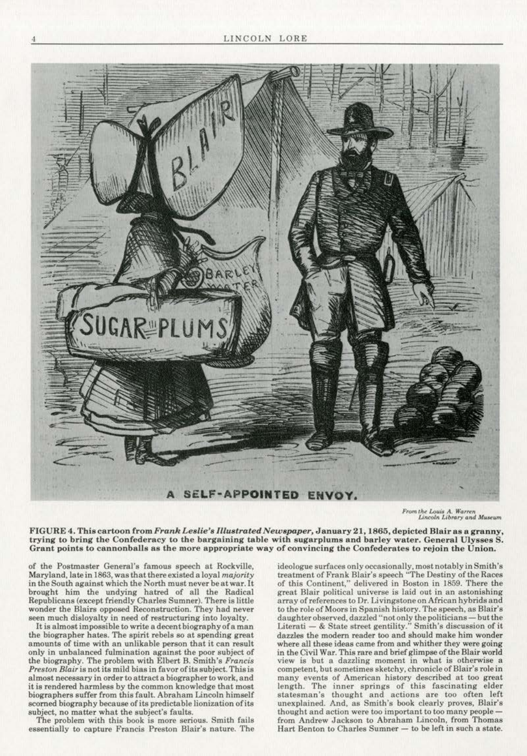A SELF-APPOINTED ENVOY.

From the Louis A. Warren Lincoln Library and Museum

**FIGURE 4. This cartoon from *Frank Leslie's Illustrated Newspaper*, January 21, 1865, depicted Blair as a granny, trying to bring the Confederacy to the bargaining table with sugarplums and barley water. General Ulysses S. Grant points to cannonballs as the more appropriate way of convincing the Confederates to rejoin the Union.**

of the Postmaster General's famous speech at Rockville, Maryland, late in 1863, was that there existed a loyal *majority* in the South against which the North must never be at war. It brought him the undying hatred of all the Radical Republicans (except friendly Charles Sumner). There is little wonder the Blairs opposed Reconstruction. They had never seen much disloyalty in need of restructuring into loyalty.

It is almost impossible to write a decent biography of a man the biographer hates. The spirit rebels so at spending great amounts of time with an unlikable person that it can result only in unbalanced fulmination against the poor subject of the biography. The problem with Elbert B. Smith's *Francis Preston Blair* is not its mild bias in favor of its subject. This is almost necessary in order to attract a biographer to work, and it is rendered harmless by the common knowledge that most biographers suffer from this fault. Abraham Lincoln himself scorned biography because of its predictable lionization of its subject, no matter what the subject's faults.

The problem with this book is more serious. Smith fails essentially to capture Francis Preston Blair's nature. The ideologue surfaces only occasionally, most notably in Smith's treatment of Frank Blair's speech "The Destiny of the Races of this Continent," delivered in Boston in 1859. There the great Blair political universe is laid out in an astonishing array of references to Dr. Livingstone on African hybrids and to the role of Moors in Spanish history. The speech, as Blair's daughter observed, dazzled "not only the politicians — but the Literati — & State street gentility." Smith's discussion of it dazzles the modern reader too and should make him wonder where all these ideas came from and whither they were going in the Civil War. This rare and brief glimpse of the Blair world view is but a dazzling moment in what is otherwise a competent, but sometimes sketchy, chronicle of Blair's role in many events of American history described at too great length. The inner springs of this fascinating elder statesman's thought and actions are too often left unexplained. And, as Smith's book clearly proves, Blair's thought and action were too important to too many people — from Andrew Jackson to Abraham Lincoln, from Thomas Hart Benton to Charles Sumner — to be left in such a state.